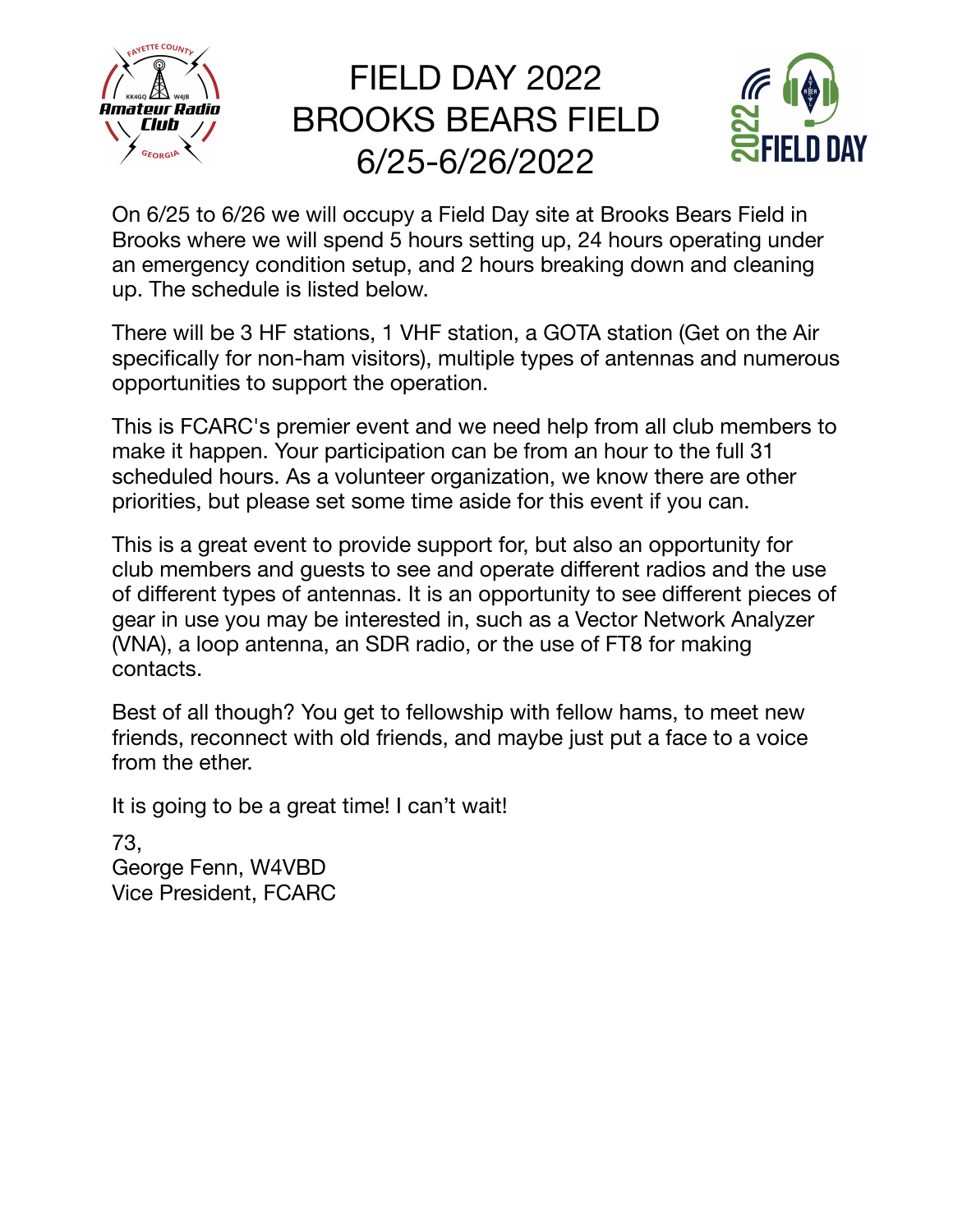# FIELD DAY 2022
# BROOKS BEARS FIELD
# 6/25-6/26/2022

On 6/25 to 6/26 we will occupy a Field Day site at Brooks Bears Field in Brooks where we will spend 5 hours setting up, 24 hours operating under an emergency condition setup, and 2 hours breaking down and cleaning up. The schedule is listed below.

There will be 3 HF stations, 1 VHF station, a GOTA station (Get on the Air specifically for non-ham visitors), multiple types of antennas and numerous opportunities to support the operation.

This is FCARC's premier event and we need help from all club members to make it happen. Your participation can be from an hour to the full 31 scheduled hours. As a volunteer organization, we know there are other priorities, but please set some time aside for this event if you can.

This is a great event to provide support for, but also an opportunity for club members and guests to see and operate different radios and the use of different types of antennas. It is an opportunity to see different pieces of gear in use you may be interested in, such as a Vector Network Analyzer (VNA), a loop antenna, an SDR radio, or the use of FT8 for making contacts.

Best of all though? You get to fellowship with fellow hams, to meet new friends, reconnect with old friends, and maybe just put a face to a voice from the ether.

It is going to be a great time! I can't wait!

73,
George Fenn, W4VBD
Vice President, FCARC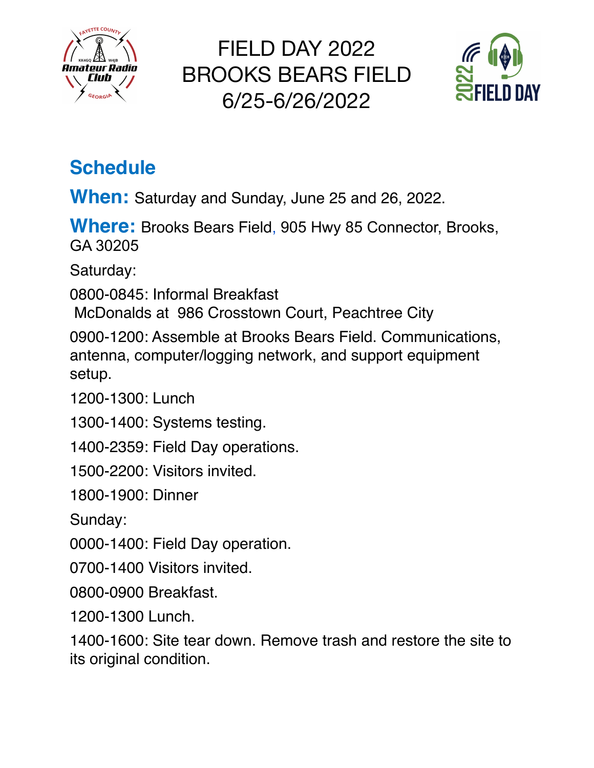# FIELD DAY 2022
# BROOKS BEARS FIELD
# 6/25-6/26/2022

## Schedule

**When:** Saturday and Sunday, June 25 and 26, 2022.

**Where:** Brooks Bears Field, 905 Hwy 85 Connector, Brooks, GA 30205

Saturday:

0800-0845: Informal Breakfast
McDonalds at 986 Crosstown Court, Peachtree City

0900-1200: Assemble at Brooks Bears Field. Communications, antenna, computer/logging network, and support equipment setup.

1200-1300: Lunch

1300-1400: Systems testing.

1400-2359: Field Day operations.

1500-2200: Visitors invited.

1800-1900: Dinner

Sunday:

0000-1400: Field Day operation.

0700-1400 Visitors invited.

0800-0900 Breakfast.

1200-1300 Lunch.

1400-1600: Site tear down. Remove trash and restore the site to its original condition.